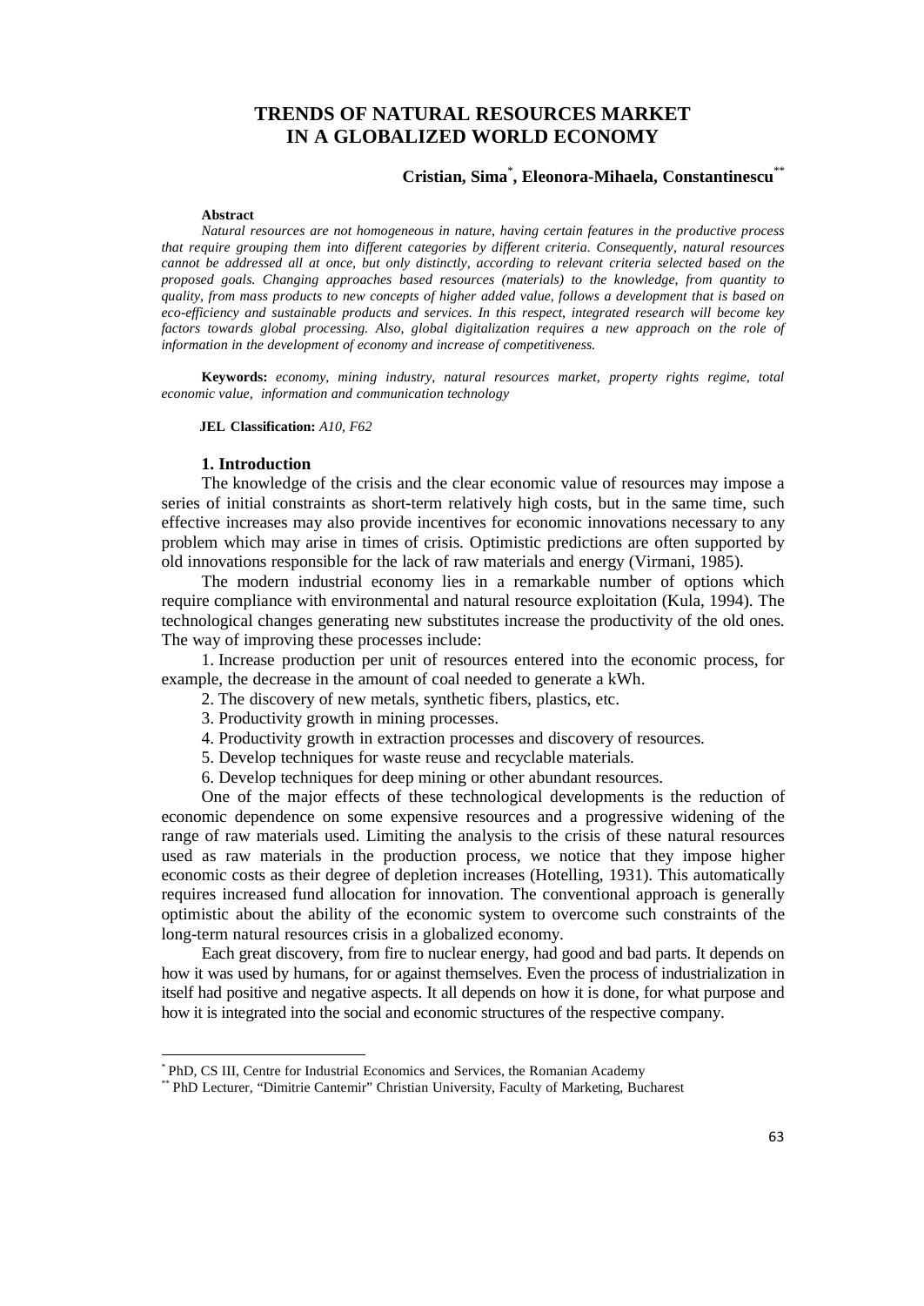# TRENDS OF NATURAL RESOURCES MARKET IN A GLOBALIZED WORLD ECONOMY

**Cristian, Sima[*], Eleonora-Mihaela, Constantinescu[**]**

**Abstract**

*Natural resources are not homogeneous in nature, having certain features in the productive process that require grouping them into different categories by different criteria. Consequently, natural resources cannot be addressed all at once, but only distinctly, according to relevant criteria selected based on the proposed goals. Changing approaches based resources (materials) to the knowledge, from quantity to quality, from mass products to new concepts of higher added value, follows a development that is based on eco-efficiency and sustainable products and services. In this respect, integrated research will become key factors towards global processing. Also, global digitalization requires a new approach on the role of information in the development of economy and increase of competitiveness.*

**Keywords:** *economy, mining industry, natural resources market, property rights regime, total economic value, information and communication technology*

**JEL Classification:** *A10, F62*

## 1. Introduction

The knowledge of the crisis and the clear economic value of resources may impose a series of initial constraints as short-term relatively high costs, but in the same time, such effective increases may also provide incentives for economic innovations necessary to any problem which may arise in times of crisis. Optimistic predictions are often supported by old innovations responsible for the lack of raw materials and energy (Virmani, 1985).

The modern industrial economy lies in a remarkable number of options which require compliance with environmental and natural resource exploitation (Kula, 1994). The technological changes generating new substitutes increase the productivity of the old ones. The way of improving these processes include:

1. Increase production per unit of resources entered into the economic process, for example, the decrease in the amount of coal needed to generate a kWh.
2. The discovery of new metals, synthetic fibers, plastics, etc.
3. Productivity growth in mining processes.
4. Productivity growth in extraction processes and discovery of resources.
5. Develop techniques for waste reuse and recyclable materials.
6. Develop techniques for deep mining or other abundant resources.

One of the major effects of these technological developments is the reduction of economic dependence on some expensive resources and a progressive widening of the range of raw materials used. Limiting the analysis to the crisis of these natural resources used as raw materials in the production process, we notice that they impose higher economic costs as their degree of depletion increases (Hotelling, 1931). This automatically requires increased fund allocation for innovation. The conventional approach is generally optimistic about the ability of the economic system to overcome such constraints of the long-term natural resources crisis in a globalized economy.

Each great discovery, from fire to nuclear energy, had good and bad parts. It depends on how it was used by humans, for or against themselves. Even the process of industrialization in itself had positive and negative aspects. It all depends on how it is done, for what purpose and how it is integrated into the social and economic structures of the respective company.

---

[*] PhD, CS III, Centre for Industrial Economics and Services, the Romanian Academy

[**] PhD Lecturer, "Dimitrie Cantemir" Christian University, Faculty of Marketing, Bucharest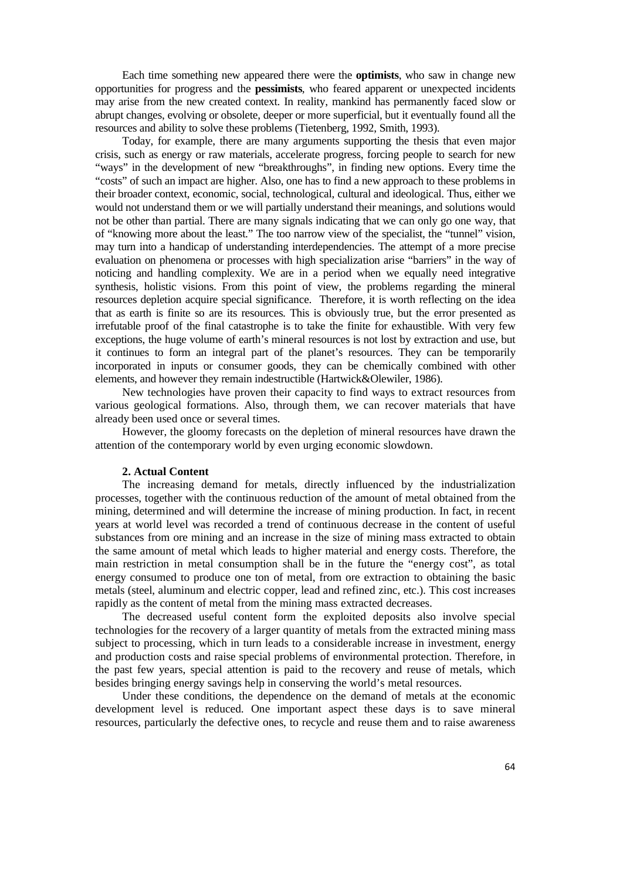Each time something new appeared there were the **optimists**, who saw in change new opportunities for progress and the **pessimists**, who feared apparent or unexpected incidents may arise from the new created context. In reality, mankind has permanently faced slow or abrupt changes, evolving or obsolete, deeper or more superficial, but it eventually found all the resources and ability to solve these problems (Tietenberg, 1992, Smith, 1993).

Today, for example, there are many arguments supporting the thesis that even major crisis, such as energy or raw materials, accelerate progress, forcing people to search for new "ways" in the development of new "breakthroughs", in finding new options. Every time the "costs" of such an impact are higher. Also, one has to find a new approach to these problems in their broader context, economic, social, technological, cultural and ideological. Thus, either we would not understand them or we will partially understand their meanings, and solutions would not be other than partial. There are many signals indicating that we can only go one way, that of "knowing more about the least." The too narrow view of the specialist, the "tunnel" vision, may turn into a handicap of understanding interdependencies. The attempt of a more precise evaluation on phenomena or processes with high specialization arise "barriers" in the way of noticing and handling complexity. We are in a period when we equally need integrative synthesis, holistic visions. From this point of view, the problems regarding the mineral resources depletion acquire special significance. Therefore, it is worth reflecting on the idea that as earth is finite so are its resources. This is obviously true, but the error presented as irrefutable proof of the final catastrophe is to take the finite for exhaustible. With very few exceptions, the huge volume of earth's mineral resources is not lost by extraction and use, but it continues to form an integral part of the planet's resources. They can be temporarily incorporated in inputs or consumer goods, they can be chemically combined with other elements, and however they remain indestructible (Hartwick&Olewiler, 1986).

New technologies have proven their capacity to find ways to extract resources from various geological formations. Also, through them, we can recover materials that have already been used once or several times.

However, the gloomy forecasts on the depletion of mineral resources have drawn the attention of the contemporary world by even urging economic slowdown.

## 2. Actual Content

The increasing demand for metals, directly influenced by the industrialization processes, together with the continuous reduction of the amount of metal obtained from the mining, determined and will determine the increase of mining production. In fact, in recent years at world level was recorded a trend of continuous decrease in the content of useful substances from ore mining and an increase in the size of mining mass extracted to obtain the same amount of metal which leads to higher material and energy costs. Therefore, the main restriction in metal consumption shall be in the future the "energy cost", as total energy consumed to produce one ton of metal, from ore extraction to obtaining the basic metals (steel, aluminum and electric copper, lead and refined zinc, etc.). This cost increases rapidly as the content of metal from the mining mass extracted decreases.

The decreased useful content form the exploited deposits also involve special technologies for the recovery of a larger quantity of metals from the extracted mining mass subject to processing, which in turn leads to a considerable increase in investment, energy and production costs and raise special problems of environmental protection. Therefore, in the past few years, special attention is paid to the recovery and reuse of metals, which besides bringing energy savings help in conserving the world's metal resources.

Under these conditions, the dependence on the demand of metals at the economic development level is reduced. One important aspect these days is to save mineral resources, particularly the defective ones, to recycle and reuse them and to raise awareness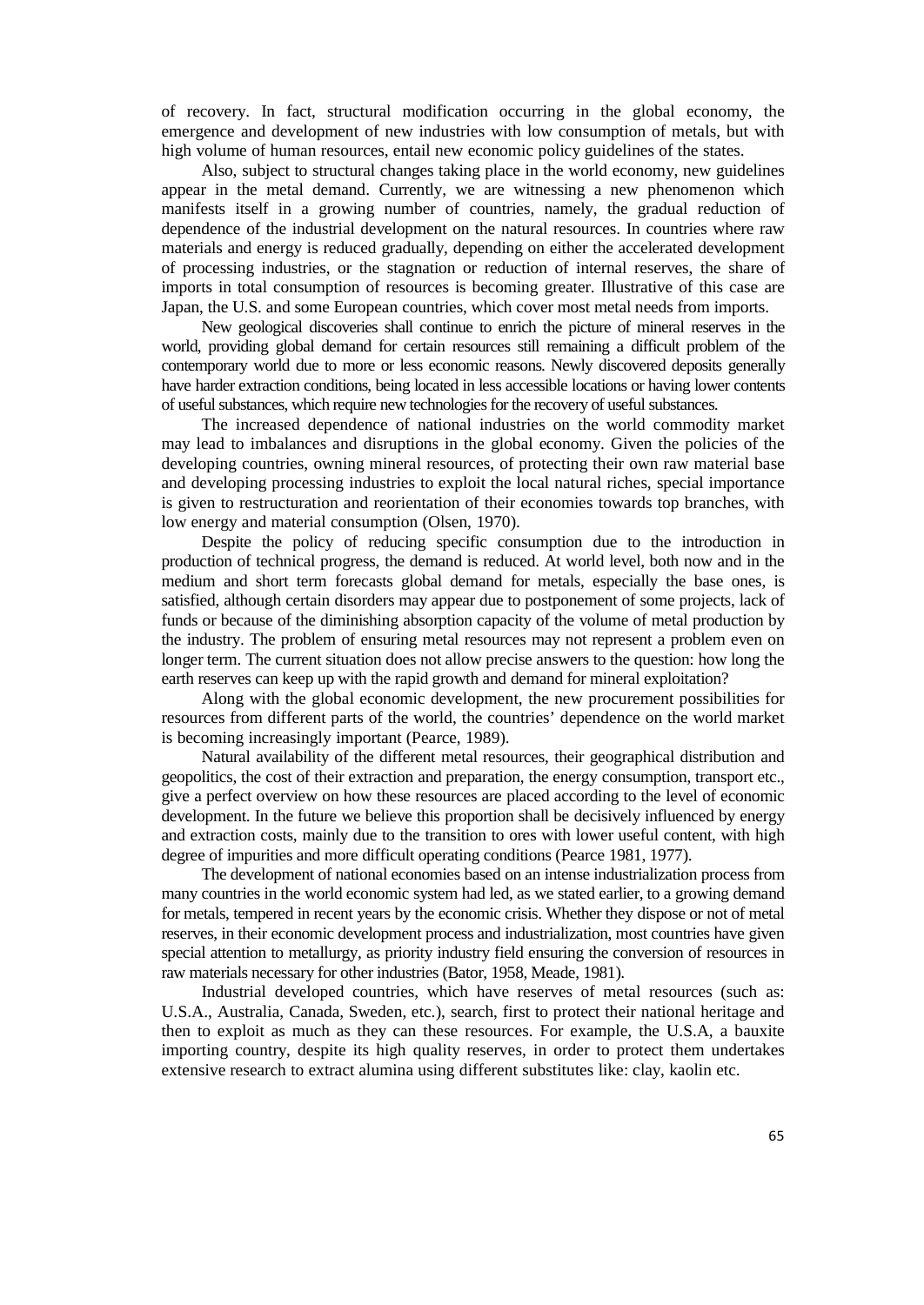of recovery. In fact, structural modification occurring in the global economy, the emergence and development of new industries with low consumption of metals, but with high volume of human resources, entail new economic policy guidelines of the states.

Also, subject to structural changes taking place in the world economy, new guidelines appear in the metal demand. Currently, we are witnessing a new phenomenon which manifests itself in a growing number of countries, namely, the gradual reduction of dependence of the industrial development on the natural resources. In countries where raw materials and energy is reduced gradually, depending on either the accelerated development of processing industries, or the stagnation or reduction of internal reserves, the share of imports in total consumption of resources is becoming greater. Illustrative of this case are Japan, the U.S. and some European countries, which cover most metal needs from imports.

New geological discoveries shall continue to enrich the picture of mineral reserves in the world, providing global demand for certain resources still remaining a difficult problem of the contemporary world due to more or less economic reasons. Newly discovered deposits generally have harder extraction conditions, being located in less accessible locations or having lower contents of useful substances, which require new technologies for the recovery of useful substances.

The increased dependence of national industries on the world commodity market may lead to imbalances and disruptions in the global economy. Given the policies of the developing countries, owning mineral resources, of protecting their own raw material base and developing processing industries to exploit the local natural riches, special importance is given to restructuration and reorientation of their economies towards top branches, with low energy and material consumption (Olsen, 1970).

Despite the policy of reducing specific consumption due to the introduction in production of technical progress, the demand is reduced. At world level, both now and in the medium and short term forecasts global demand for metals, especially the base ones, is satisfied, although certain disorders may appear due to postponement of some projects, lack of funds or because of the diminishing absorption capacity of the volume of metal production by the industry. The problem of ensuring metal resources may not represent a problem even on longer term. The current situation does not allow precise answers to the question: how long the earth reserves can keep up with the rapid growth and demand for mineral exploitation?

Along with the global economic development, the new procurement possibilities for resources from different parts of the world, the countries' dependence on the world market is becoming increasingly important (Pearce, 1989).

Natural availability of the different metal resources, their geographical distribution and geopolitics, the cost of their extraction and preparation, the energy consumption, transport etc., give a perfect overview on how these resources are placed according to the level of economic development. In the future we believe this proportion shall be decisively influenced by energy and extraction costs, mainly due to the transition to ores with lower useful content, with high degree of impurities and more difficult operating conditions (Pearce 1981, 1977).

The development of national economies based on an intense industrialization process from many countries in the world economic system had led, as we stated earlier, to a growing demand for metals, tempered in recent years by the economic crisis. Whether they dispose or not of metal reserves, in their economic development process and industrialization, most countries have given special attention to metallurgy, as priority industry field ensuring the conversion of resources in raw materials necessary for other industries (Bator, 1958, Meade, 1981).

Industrial developed countries, which have reserves of metal resources (such as: U.S.A., Australia, Canada, Sweden, etc.), search, first to protect their national heritage and then to exploit as much as they can these resources. For example, the U.S.A, a bauxite importing country, despite its high quality reserves, in order to protect them undertakes extensive research to extract alumina using different substitutes like: clay, kaolin etc.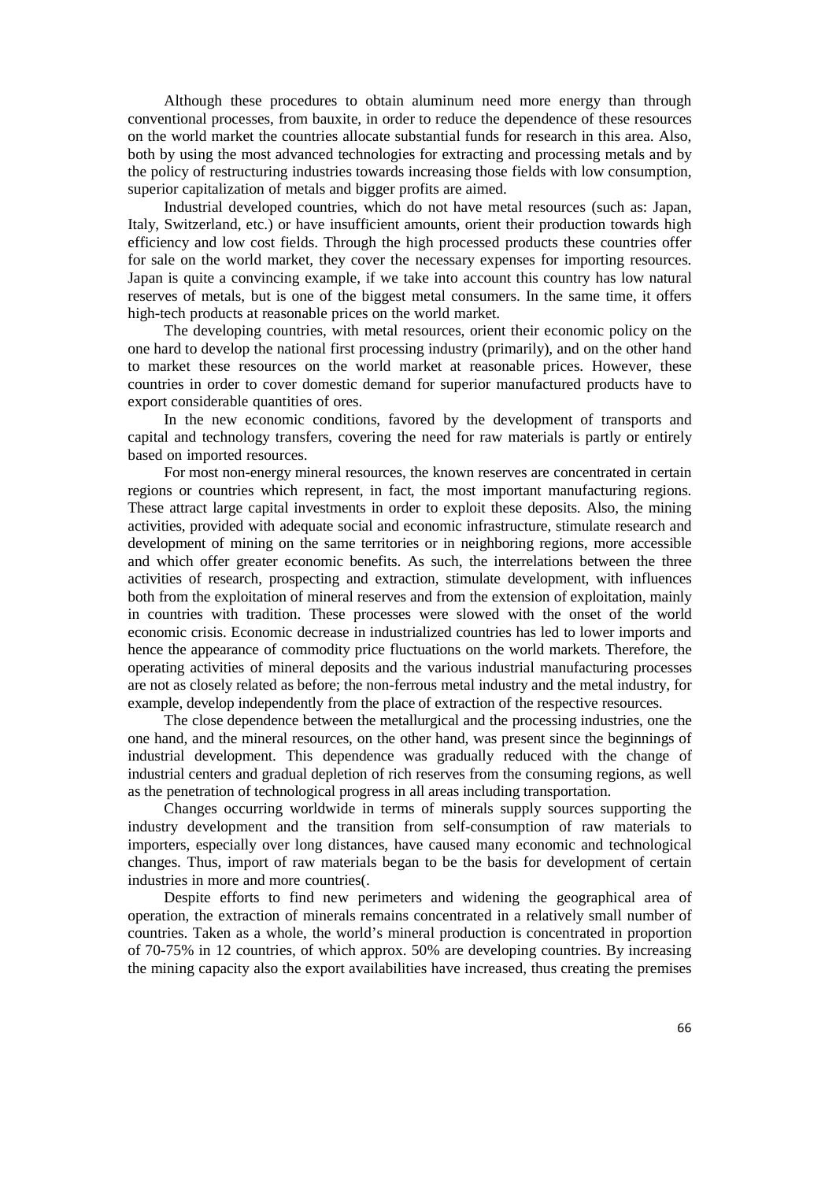Although these procedures to obtain aluminum need more energy than through conventional processes, from bauxite, in order to reduce the dependence of these resources on the world market the countries allocate substantial funds for research in this area. Also, both by using the most advanced technologies for extracting and processing metals and by the policy of restructuring industries towards increasing those fields with low consumption, superior capitalization of metals and bigger profits are aimed.

Industrial developed countries, which do not have metal resources (such as: Japan, Italy, Switzerland, etc.) or have insufficient amounts, orient their production towards high efficiency and low cost fields. Through the high processed products these countries offer for sale on the world market, they cover the necessary expenses for importing resources. Japan is quite a convincing example, if we take into account this country has low natural reserves of metals, but is one of the biggest metal consumers. In the same time, it offers high-tech products at reasonable prices on the world market.

The developing countries, with metal resources, orient their economic policy on the one hard to develop the national first processing industry (primarily), and on the other hand to market these resources on the world market at reasonable prices. However, these countries in order to cover domestic demand for superior manufactured products have to export considerable quantities of ores.

In the new economic conditions, favored by the development of transports and capital and technology transfers, covering the need for raw materials is partly or entirely based on imported resources.

For most non-energy mineral resources, the known reserves are concentrated in certain regions or countries which represent, in fact, the most important manufacturing regions. These attract large capital investments in order to exploit these deposits. Also, the mining activities, provided with adequate social and economic infrastructure, stimulate research and development of mining on the same territories or in neighboring regions, more accessible and which offer greater economic benefits. As such, the interrelations between the three activities of research, prospecting and extraction, stimulate development, with influences both from the exploitation of mineral reserves and from the extension of exploitation, mainly in countries with tradition. These processes were slowed with the onset of the world economic crisis. Economic decrease in industrialized countries has led to lower imports and hence the appearance of commodity price fluctuations on the world markets. Therefore, the operating activities of mineral deposits and the various industrial manufacturing processes are not as closely related as before; the non-ferrous metal industry and the metal industry, for example, develop independently from the place of extraction of the respective resources.

The close dependence between the metallurgical and the processing industries, one the one hand, and the mineral resources, on the other hand, was present since the beginnings of industrial development. This dependence was gradually reduced with the change of industrial centers and gradual depletion of rich reserves from the consuming regions, as well as the penetration of technological progress in all areas including transportation.

Changes occurring worldwide in terms of minerals supply sources supporting the industry development and the transition from self-consumption of raw materials to importers, especially over long distances, have caused many economic and technological changes. Thus, import of raw materials began to be the basis for development of certain industries in more and more countries(.

Despite efforts to find new perimeters and widening the geographical area of operation, the extraction of minerals remains concentrated in a relatively small number of countries. Taken as a whole, the world's mineral production is concentrated in proportion of 70-75% in 12 countries, of which approx. 50% are developing countries. By increasing the mining capacity also the export availabilities have increased, thus creating the premises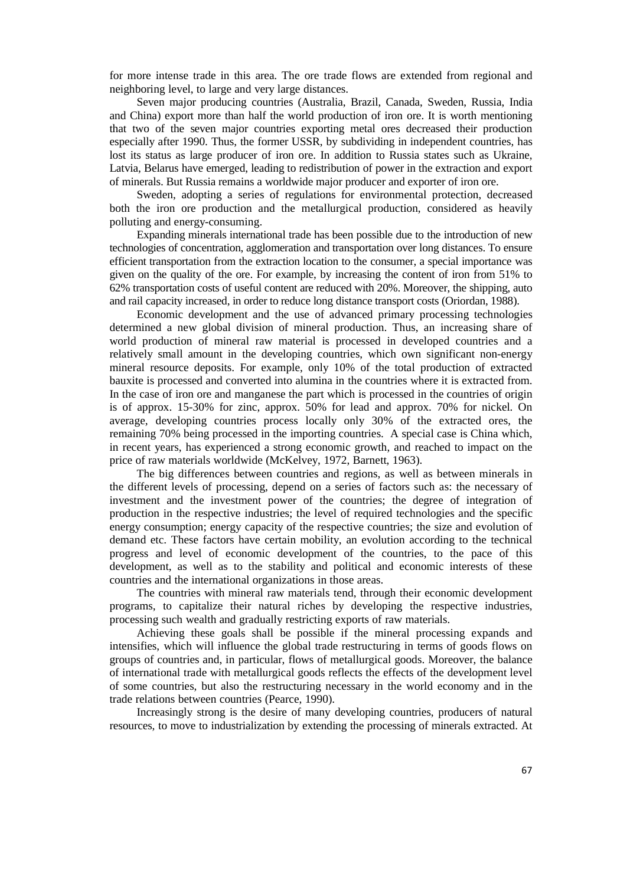for more intense trade in this area. The ore trade flows are extended from regional and neighboring level, to large and very large distances.

Seven major producing countries (Australia, Brazil, Canada, Sweden, Russia, India and China) export more than half the world production of iron ore. It is worth mentioning that two of the seven major countries exporting metal ores decreased their production especially after 1990. Thus, the former USSR, by subdividing in independent countries, has lost its status as large producer of iron ore. In addition to Russia states such as Ukraine, Latvia, Belarus have emerged, leading to redistribution of power in the extraction and export of minerals. But Russia remains a worldwide major producer and exporter of iron ore.

Sweden, adopting a series of regulations for environmental protection, decreased both the iron ore production and the metallurgical production, considered as heavily polluting and energy-consuming.

Expanding minerals international trade has been possible due to the introduction of new technologies of concentration, agglomeration and transportation over long distances. To ensure efficient transportation from the extraction location to the consumer, a special importance was given on the quality of the ore. For example, by increasing the content of iron from 51% to 62% transportation costs of useful content are reduced with 20%. Moreover, the shipping, auto and rail capacity increased, in order to reduce long distance transport costs (Oriordan, 1988).

Economic development and the use of advanced primary processing technologies determined a new global division of mineral production. Thus, an increasing share of world production of mineral raw material is processed in developed countries and a relatively small amount in the developing countries, which own significant non-energy mineral resource deposits. For example, only 10% of the total production of extracted bauxite is processed and converted into alumina in the countries where it is extracted from. In the case of iron ore and manganese the part which is processed in the countries of origin is of approx. 15-30% for zinc, approx. 50% for lead and approx. 70% for nickel. On average, developing countries process locally only 30% of the extracted ores, the remaining 70% being processed in the importing countries. A special case is China which, in recent years, has experienced a strong economic growth, and reached to impact on the price of raw materials worldwide (McKelvey, 1972, Barnett, 1963).

The big differences between countries and regions, as well as between minerals in the different levels of processing, depend on a series of factors such as: the necessary of investment and the investment power of the countries; the degree of integration of production in the respective industries; the level of required technologies and the specific energy consumption; energy capacity of the respective countries; the size and evolution of demand etc. These factors have certain mobility, an evolution according to the technical progress and level of economic development of the countries, to the pace of this development, as well as to the stability and political and economic interests of these countries and the international organizations in those areas.

The countries with mineral raw materials tend, through their economic development programs, to capitalize their natural riches by developing the respective industries, processing such wealth and gradually restricting exports of raw materials.

Achieving these goals shall be possible if the mineral processing expands and intensifies, which will influence the global trade restructuring in terms of goods flows on groups of countries and, in particular, flows of metallurgical goods. Moreover, the balance of international trade with metallurgical goods reflects the effects of the development level of some countries, but also the restructuring necessary in the world economy and in the trade relations between countries (Pearce, 1990).

Increasingly strong is the desire of many developing countries, producers of natural resources, to move to industrialization by extending the processing of minerals extracted. At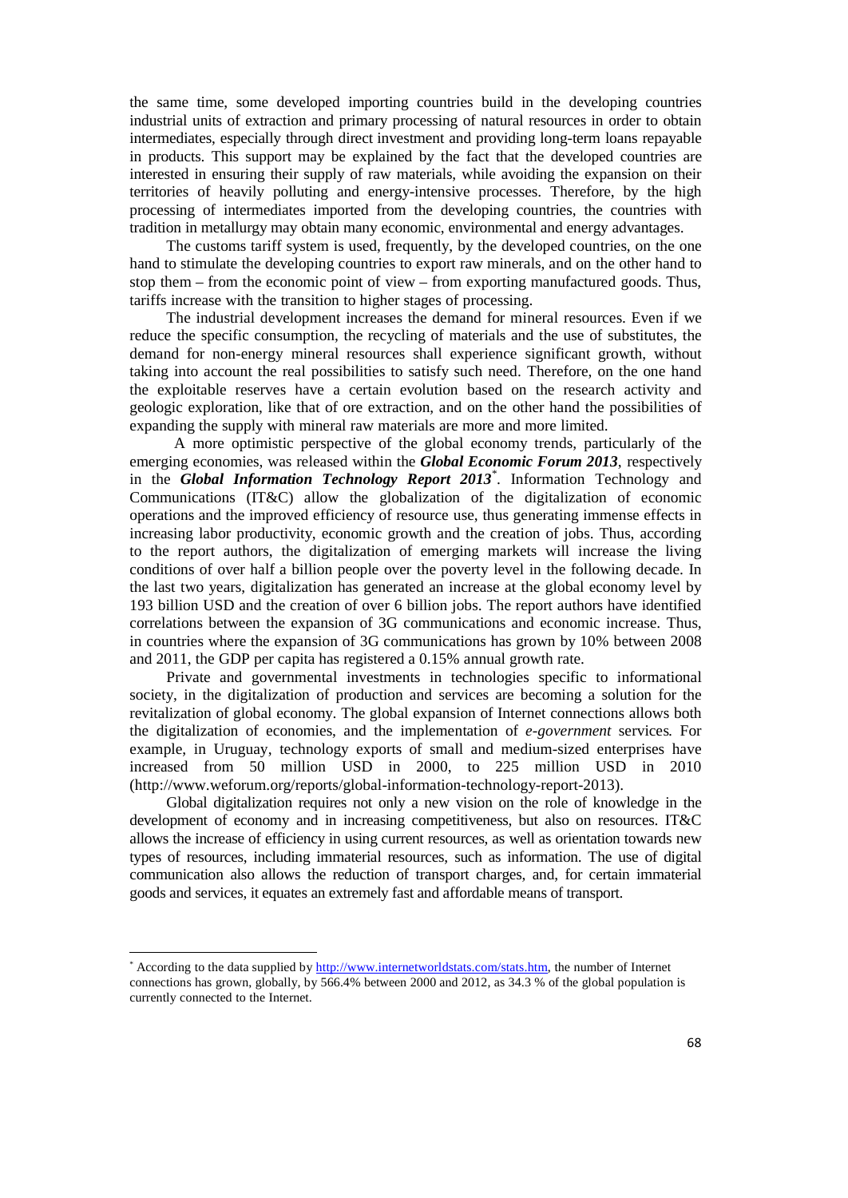the same time, some developed importing countries build in the developing countries industrial units of extraction and primary processing of natural resources in order to obtain intermediates, especially through direct investment and providing long-term loans repayable in products. This support may be explained by the fact that the developed countries are interested in ensuring their supply of raw materials, while avoiding the expansion on their territories of heavily polluting and energy-intensive processes. Therefore, by the high processing of intermediates imported from the developing countries, the countries with tradition in metallurgy may obtain many economic, environmental and energy advantages.

The customs tariff system is used, frequently, by the developed countries, on the one hand to stimulate the developing countries to export raw minerals, and on the other hand to stop them – from the economic point of view – from exporting manufactured goods. Thus, tariffs increase with the transition to higher stages of processing.

The industrial development increases the demand for mineral resources. Even if we reduce the specific consumption, the recycling of materials and the use of substitutes, the demand for non-energy mineral resources shall experience significant growth, without taking into account the real possibilities to satisfy such need. Therefore, on the one hand the exploitable reserves have a certain evolution based on the research activity and geologic exploration, like that of ore extraction, and on the other hand the possibilities of expanding the supply with mineral raw materials are more and more limited.

A more optimistic perspective of the global economy trends, particularly of the emerging economies, was released within the ***Global Economic Forum 2013***, respectively in the ***Global Information Technology Report 2013***[*]. Information Technology and Communications (IT&C) allow the globalization of the digitalization of economic operations and the improved efficiency of resource use, thus generating immense effects in increasing labor productivity, economic growth and the creation of jobs. Thus, according to the report authors, the digitalization of emerging markets will increase the living conditions of over half a billion people over the poverty level in the following decade. In the last two years, digitalization has generated an increase at the global economy level by 193 billion USD and the creation of over 6 billion jobs. The report authors have identified correlations between the expansion of 3G communications and economic increase. Thus, in countries where the expansion of 3G communications has grown by 10% between 2008 and 2011, the GDP per capita has registered a 0.15% annual growth rate.

Private and governmental investments in technologies specific to informational society, in the digitalization of production and services are becoming a solution for the revitalization of global economy. The global expansion of Internet connections allows both the digitalization of economies, and the implementation of *e-government* services. For example, in Uruguay, technology exports of small and medium-sized enterprises have increased from 50 million USD in 2000, to 225 million USD in 2010 (http://www.weforum.org/reports/global-information-technology-report-2013).

Global digitalization requires not only a new vision on the role of knowledge in the development of economy and in increasing competitiveness, but also on resources. IT&C allows the increase of efficiency in using current resources, as well as orientation towards new types of resources, including immaterial resources, such as information. The use of digital communication also allows the reduction of transport charges, and, for certain immaterial goods and services, it equates an extremely fast and affordable means of transport.

---

[*] According to the data supplied by http://www.internetworldstats.com/stats.htm, the number of Internet connections has grown, globally, by 566.4% between 2000 and 2012, as 34.3 % of the global population is currently connected to the Internet.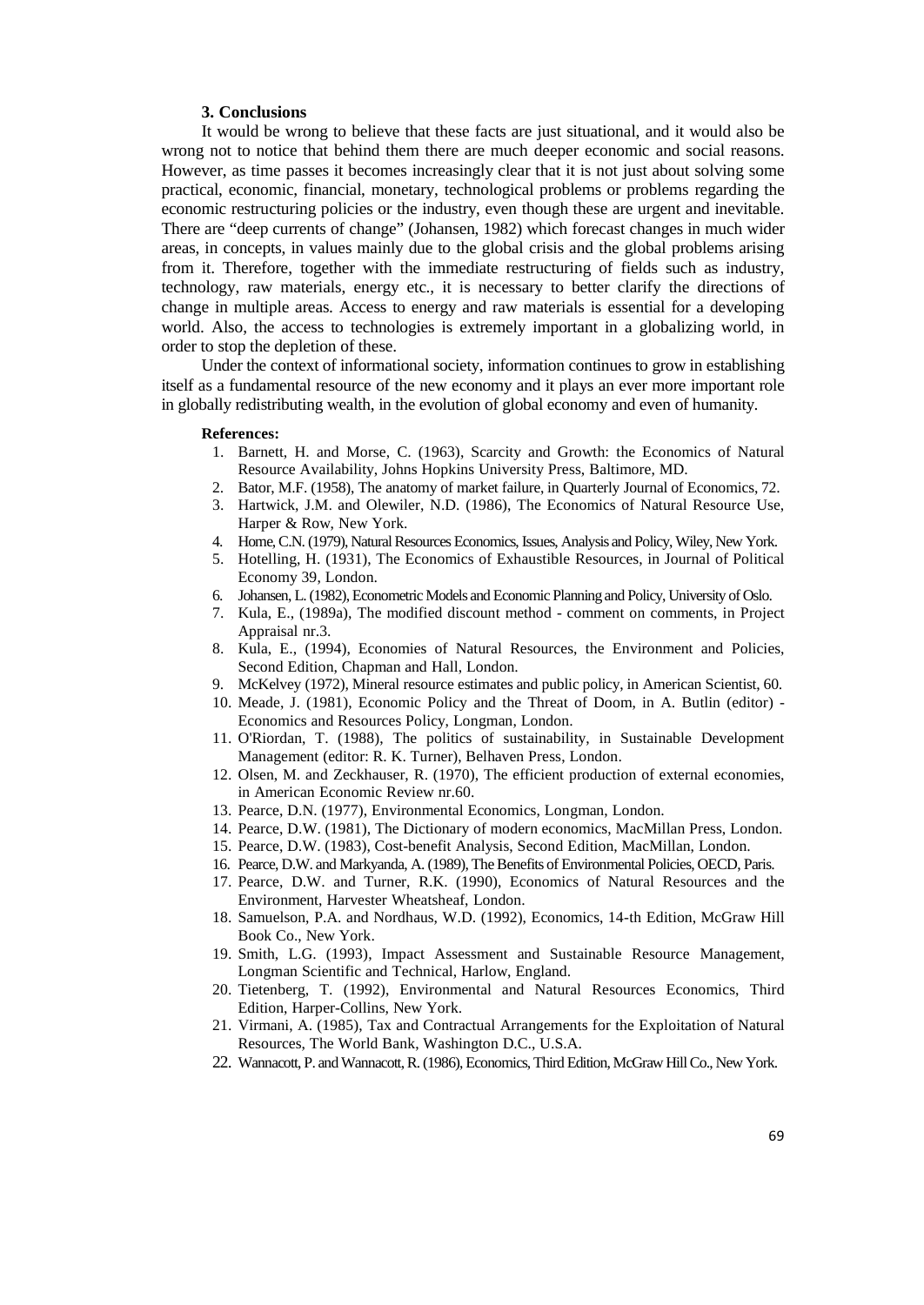### 3. Conclusions

It would be wrong to believe that these facts are just situational, and it would also be wrong not to notice that behind them there are much deeper economic and social reasons. However, as time passes it becomes increasingly clear that it is not just about solving some practical, economic, financial, monetary, technological problems or problems regarding the economic restructuring policies or the industry, even though these are urgent and inevitable. There are "deep currents of change" (Johansen, 1982) which forecast changes in much wider areas, in concepts, in values mainly due to the global crisis and the global problems arising from it. Therefore, together with the immediate restructuring of fields such as industry, technology, raw materials, energy etc., it is necessary to better clarify the directions of change in multiple areas. Access to energy and raw materials is essential for a developing world. Also, the access to technologies is extremely important in a globalizing world, in order to stop the depletion of these.

Under the context of informational society, information continues to grow in establishing itself as a fundamental resource of the new economy and it plays an ever more important role in globally redistributing wealth, in the evolution of global economy and even of humanity.

**References:**

1. Barnett, H. and Morse, C. (1963), Scarcity and Growth: the Economics of Natural Resource Availability, Johns Hopkins University Press, Baltimore, MD.
2. Bator, M.F. (1958), The anatomy of market failure, in Quarterly Journal of Economics, 72.
3. Hartwick, J.M. and Olewiler, N.D. (1986), The Economics of Natural Resource Use, Harper & Row, New York.
4. Horne, C.N. (1979), Natural Resources Economics, Issues, Analysis and Policy, Wiley, New York.
5. Hotelling, H. (1931), The Economics of Exhaustible Resources, in Journal of Political Economy 39, London.
6. Johansen, L. (1982), Econometric Models and Economic Planning and Policy, University of Oslo.
7. Kula, E., (1989a), The modified discount method - comment on comments, in Project Appraisal nr.3.
8. Kula, E., (1994), Economies of Natural Resources, the Environment and Policies, Second Edition, Chapman and Hall, London.
9. McKelvey (1972), Mineral resource estimates and public policy, in American Scientist, 60.
10. Meade, J. (1981), Economic Policy and the Threat of Doom, in A. Butlin (editor) - Economics and Resources Policy, Longman, London.
11. O'Riordan, T. (1988), The politics of sustainability, in Sustainable Development Management (editor: R. K. Turner), Belhaven Press, London.
12. Olsen, M. and Zeckhauser, R. (1970), The efficient production of external economies, in American Economic Review nr.60.
13. Pearce, D.N. (1977), Environmental Economics, Longman, London.
14. Pearce, D.W. (1981), The Dictionary of modern economics, MacMillan Press, London.
15. Pearce, D.W. (1983), Cost-benefit Analysis, Second Edition, MacMillan, London.
16. Pearce, D.W. and Markyanda, A. (1989), The Benefits of Environmental Policies, OECD, Paris.
17. Pearce, D.W. and Turner, R.K. (1990), Economics of Natural Resources and the Environment, Harvester Wheatsheaf, London.
18. Samuelson, P.A. and Nordhaus, W.D. (1992), Economics, 14-th Edition, McGraw Hill Book Co., New York.
19. Smith, L.G. (1993), Impact Assessment and Sustainable Resource Management, Longman Scientific and Technical, Harlow, England.
20. Tietenberg, T. (1992), Environmental and Natural Resources Economics, Third Edition, Harper-Collins, New York.
21. Virmani, A. (1985), Tax and Contractual Arrangements for the Exploitation of Natural Resources, The World Bank, Washington D.C., U.S.A.
22. Wannacott, P. and Wannacott, R. (1986), Economics, Third Edition, McGraw Hill Co., New York.